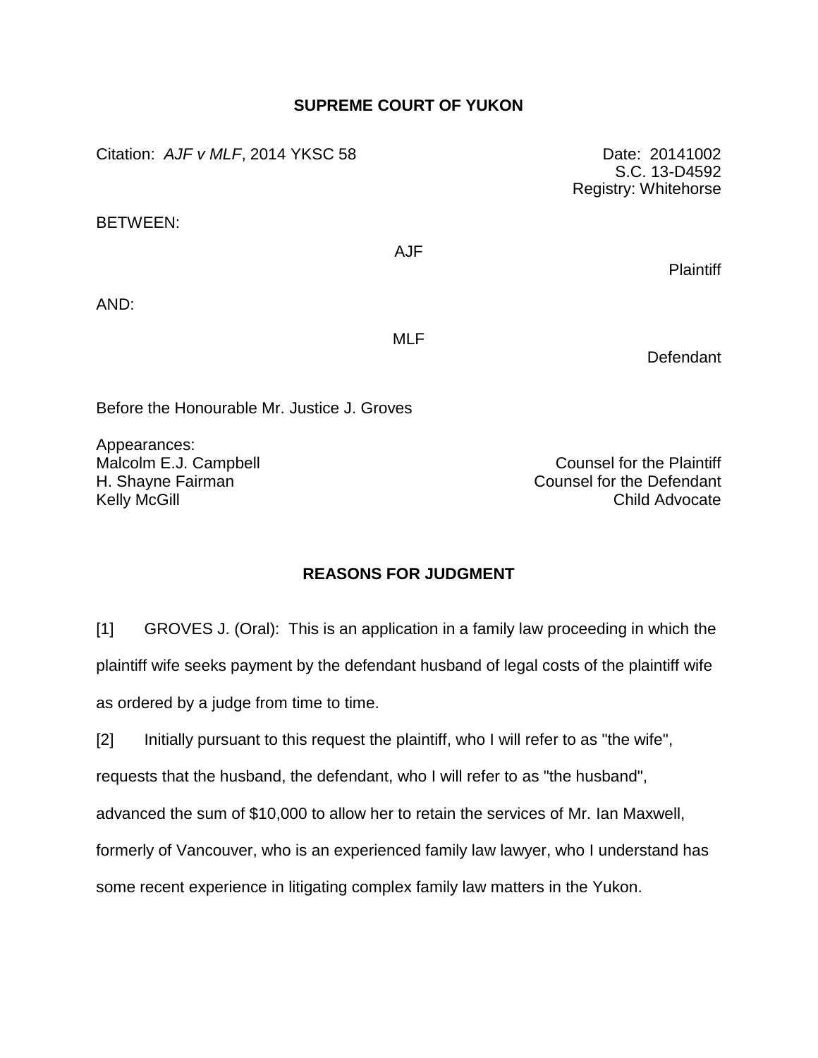**SUPREME COURT OF YUKON**

Citation: *AJF v MLF*, 2014 YKSC 58

Date: 20141002
S.C. 13-D4592
Registry: Whitehorse

BETWEEN:

AJF

Plaintiff

AND:

MLF

Defendant

Before the Honourable Mr. Justice J. Groves

Appearances:

Malcolm E.J. Campbell — Counsel for the Plaintiff
H. Shayne Fairman — Counsel for the Defendant
Kelly McGill — Child Advocate

**REASONS FOR JUDGMENT**

[1] GROVES J. (Oral): This is an application in a family law proceeding in which the plaintiff wife seeks payment by the defendant husband of legal costs of the plaintiff wife as ordered by a judge from time to time.

[2] Initially pursuant to this request the plaintiff, who I will refer to as "the wife", requests that the husband, the defendant, who I will refer to as "the husband", advanced the sum of $10,000 to allow her to retain the services of Mr. Ian Maxwell, formerly of Vancouver, who is an experienced family law lawyer, who I understand has some recent experience in litigating complex family law matters in the Yukon.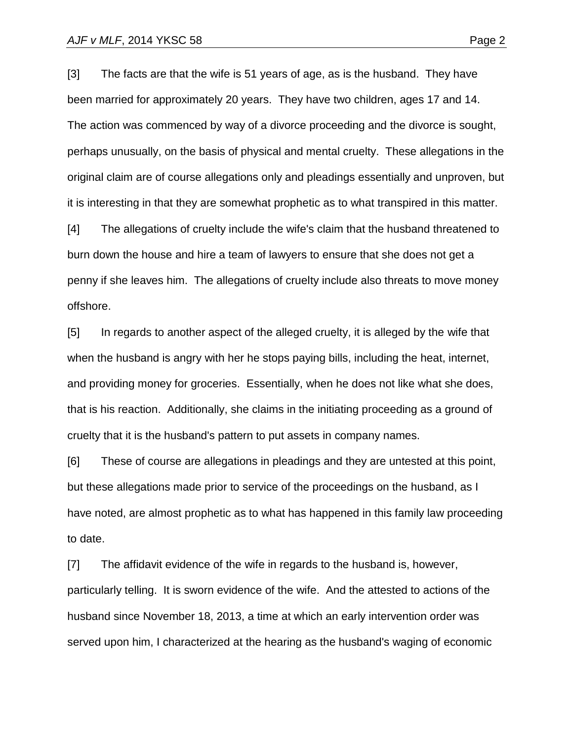[3] The facts are that the wife is 51 years of age, as is the husband. They have been married for approximately 20 years. They have two children, ages 17 and 14. The action was commenced by way of a divorce proceeding and the divorce is sought, perhaps unusually, on the basis of physical and mental cruelty. These allegations in the original claim are of course allegations only and pleadings essentially and unproven, but it is interesting in that they are somewhat prophetic as to what transpired in this matter.

[4] The allegations of cruelty include the wife's claim that the husband threatened to burn down the house and hire a team of lawyers to ensure that she does not get a penny if she leaves him. The allegations of cruelty include also threats to move money offshore.

[5] In regards to another aspect of the alleged cruelty, it is alleged by the wife that when the husband is angry with her he stops paying bills, including the heat, internet, and providing money for groceries. Essentially, when he does not like what she does, that is his reaction. Additionally, she claims in the initiating proceeding as a ground of cruelty that it is the husband's pattern to put assets in company names.

[6] These of course are allegations in pleadings and they are untested at this point, but these allegations made prior to service of the proceedings on the husband, as I have noted, are almost prophetic as to what has happened in this family law proceeding to date.

[7] The affidavit evidence of the wife in regards to the husband is, however, particularly telling. It is sworn evidence of the wife. And the attested to actions of the husband since November 18, 2013, a time at which an early intervention order was served upon him, I characterized at the hearing as the husband's waging of economic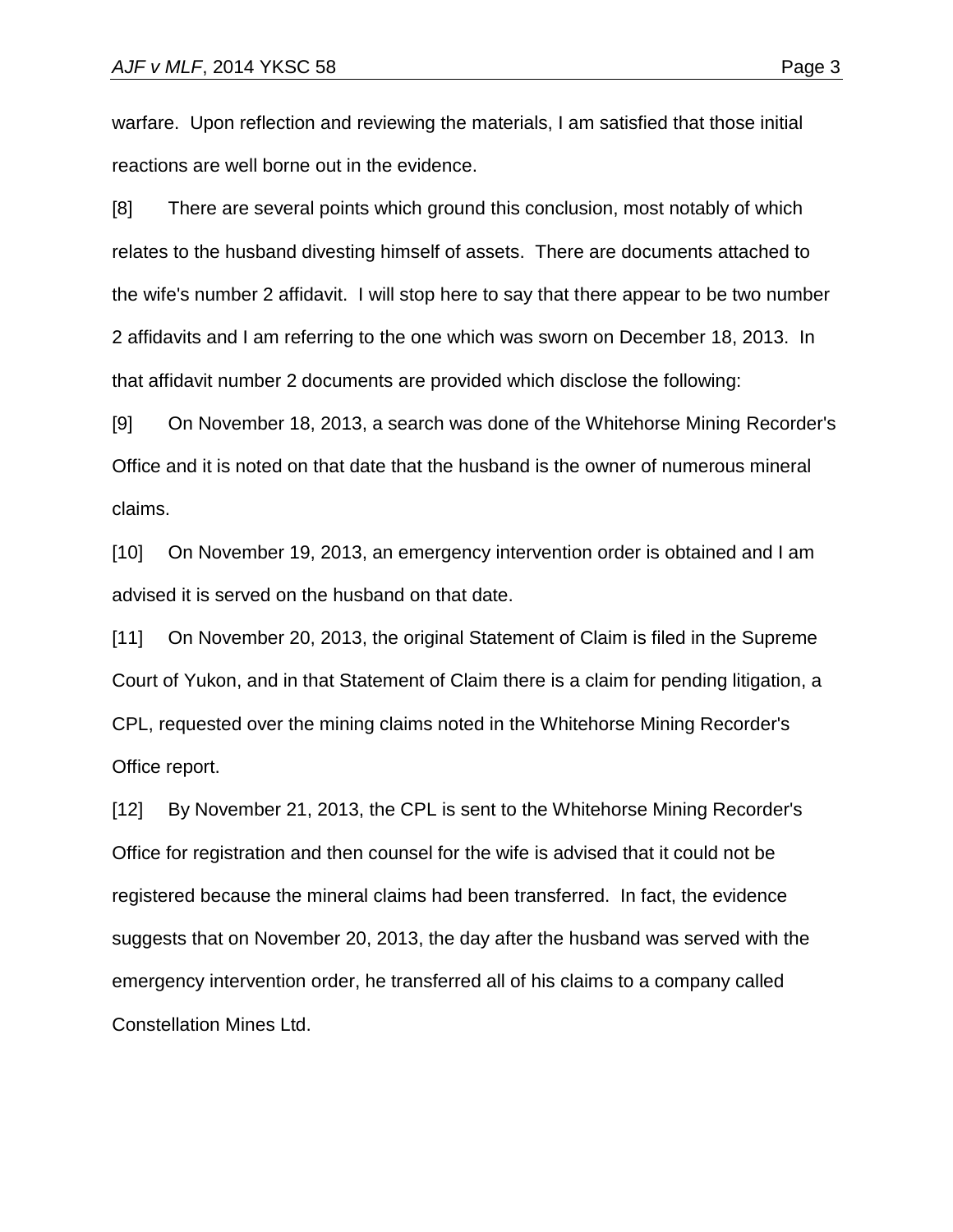warfare. Upon reflection and reviewing the materials, I am satisfied that those initial reactions are well borne out in the evidence.

[8] There are several points which ground this conclusion, most notably of which relates to the husband divesting himself of assets. There are documents attached to the wife's number 2 affidavit. I will stop here to say that there appear to be two number 2 affidavits and I am referring to the one which was sworn on December 18, 2013. In that affidavit number 2 documents are provided which disclose the following:

[9] On November 18, 2013, a search was done of the Whitehorse Mining Recorder's Office and it is noted on that date that the husband is the owner of numerous mineral claims.

[10] On November 19, 2013, an emergency intervention order is obtained and I am advised it is served on the husband on that date.

[11] On November 20, 2013, the original Statement of Claim is filed in the Supreme Court of Yukon, and in that Statement of Claim there is a claim for pending litigation, a CPL, requested over the mining claims noted in the Whitehorse Mining Recorder's Office report.

[12] By November 21, 2013, the CPL is sent to the Whitehorse Mining Recorder's Office for registration and then counsel for the wife is advised that it could not be registered because the mineral claims had been transferred. In fact, the evidence suggests that on November 20, 2013, the day after the husband was served with the emergency intervention order, he transferred all of his claims to a company called Constellation Mines Ltd.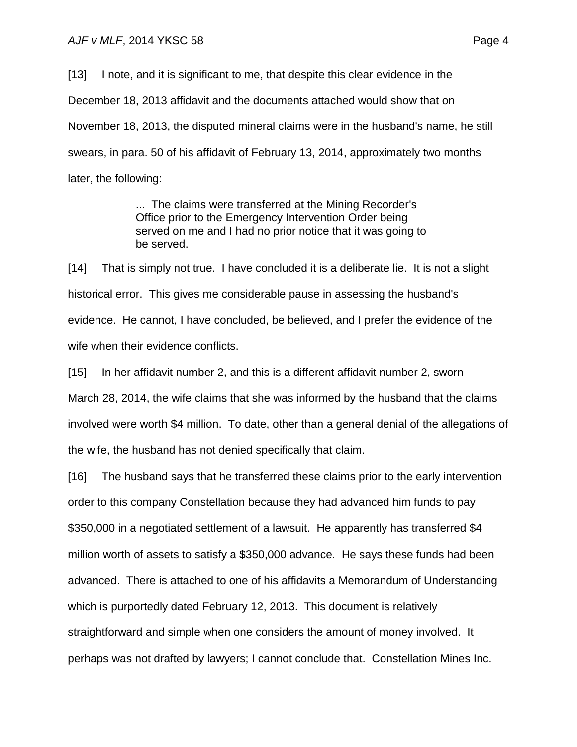[13] I note, and it is significant to me, that despite this clear evidence in the December 18, 2013 affidavit and the documents attached would show that on November 18, 2013, the disputed mineral claims were in the husband's name, he still swears, in para. 50 of his affidavit of February 13, 2014, approximately two months later, the following:

> ... The claims were transferred at the Mining Recorder's Office prior to the Emergency Intervention Order being served on me and I had no prior notice that it was going to be served.

[14] That is simply not true. I have concluded it is a deliberate lie. It is not a slight historical error. This gives me considerable pause in assessing the husband's evidence. He cannot, I have concluded, be believed, and I prefer the evidence of the wife when their evidence conflicts.

[15] In her affidavit number 2, and this is a different affidavit number 2, sworn March 28, 2014, the wife claims that she was informed by the husband that the claims involved were worth \$4 million. To date, other than a general denial of the allegations of the wife, the husband has not denied specifically that claim.

[16] The husband says that he transferred these claims prior to the early intervention order to this company Constellation because they had advanced him funds to pay \$350,000 in a negotiated settlement of a lawsuit. He apparently has transferred \$4 million worth of assets to satisfy a \$350,000 advance. He says these funds had been advanced. There is attached to one of his affidavits a Memorandum of Understanding which is purportedly dated February 12, 2013. This document is relatively straightforward and simple when one considers the amount of money involved. It perhaps was not drafted by lawyers; I cannot conclude that. Constellation Mines Inc.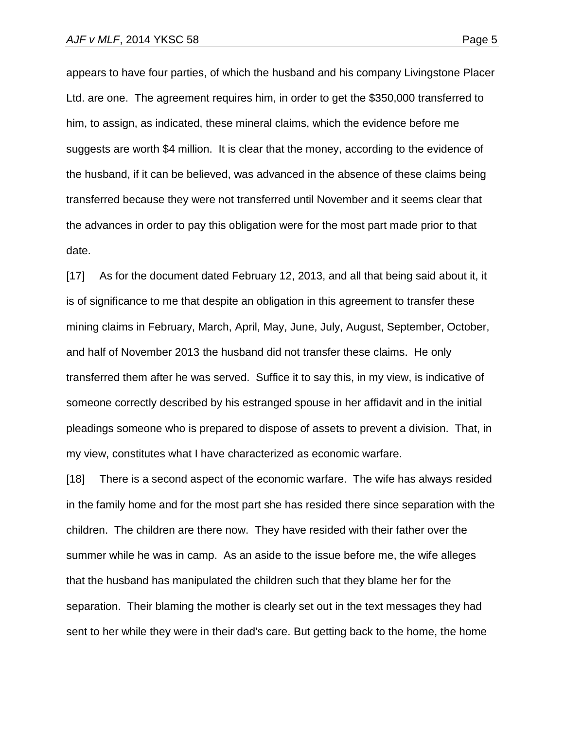appears to have four parties, of which the husband and his company Livingstone Placer Ltd. are one. The agreement requires him, in order to get the $350,000 transferred to him, to assign, as indicated, these mineral claims, which the evidence before me suggests are worth $4 million. It is clear that the money, according to the evidence of the husband, if it can be believed, was advanced in the absence of these claims being transferred because they were not transferred until November and it seems clear that the advances in order to pay this obligation were for the most part made prior to that date.

[17] As for the document dated February 12, 2013, and all that being said about it, it is of significance to me that despite an obligation in this agreement to transfer these mining claims in February, March, April, May, June, July, August, September, October, and half of November 2013 the husband did not transfer these claims. He only transferred them after he was served. Suffice it to say this, in my view, is indicative of someone correctly described by his estranged spouse in her affidavit and in the initial pleadings someone who is prepared to dispose of assets to prevent a division. That, in my view, constitutes what I have characterized as economic warfare.

[18] There is a second aspect of the economic warfare. The wife has always resided in the family home and for the most part she has resided there since separation with the children. The children are there now. They have resided with their father over the summer while he was in camp. As an aside to the issue before me, the wife alleges that the husband has manipulated the children such that they blame her for the separation. Their blaming the mother is clearly set out in the text messages they had sent to her while they were in their dad's care. But getting back to the home, the home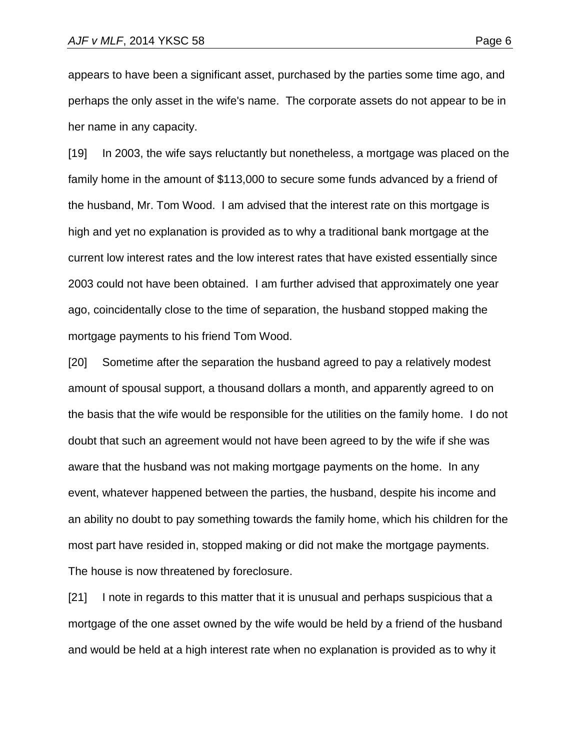appears to have been a significant asset, purchased by the parties some time ago, and perhaps the only asset in the wife's name. The corporate assets do not appear to be in her name in any capacity.

[19] In 2003, the wife says reluctantly but nonetheless, a mortgage was placed on the family home in the amount of $113,000 to secure some funds advanced by a friend of the husband, Mr. Tom Wood. I am advised that the interest rate on this mortgage is high and yet no explanation is provided as to why a traditional bank mortgage at the current low interest rates and the low interest rates that have existed essentially since 2003 could not have been obtained. I am further advised that approximately one year ago, coincidentally close to the time of separation, the husband stopped making the mortgage payments to his friend Tom Wood.

[20] Sometime after the separation the husband agreed to pay a relatively modest amount of spousal support, a thousand dollars a month, and apparently agreed to on the basis that the wife would be responsible for the utilities on the family home. I do not doubt that such an agreement would not have been agreed to by the wife if she was aware that the husband was not making mortgage payments on the home. In any event, whatever happened between the parties, the husband, despite his income and an ability no doubt to pay something towards the family home, which his children for the most part have resided in, stopped making or did not make the mortgage payments. The house is now threatened by foreclosure.

[21] I note in regards to this matter that it is unusual and perhaps suspicious that a mortgage of the one asset owned by the wife would be held by a friend of the husband and would be held at a high interest rate when no explanation is provided as to why it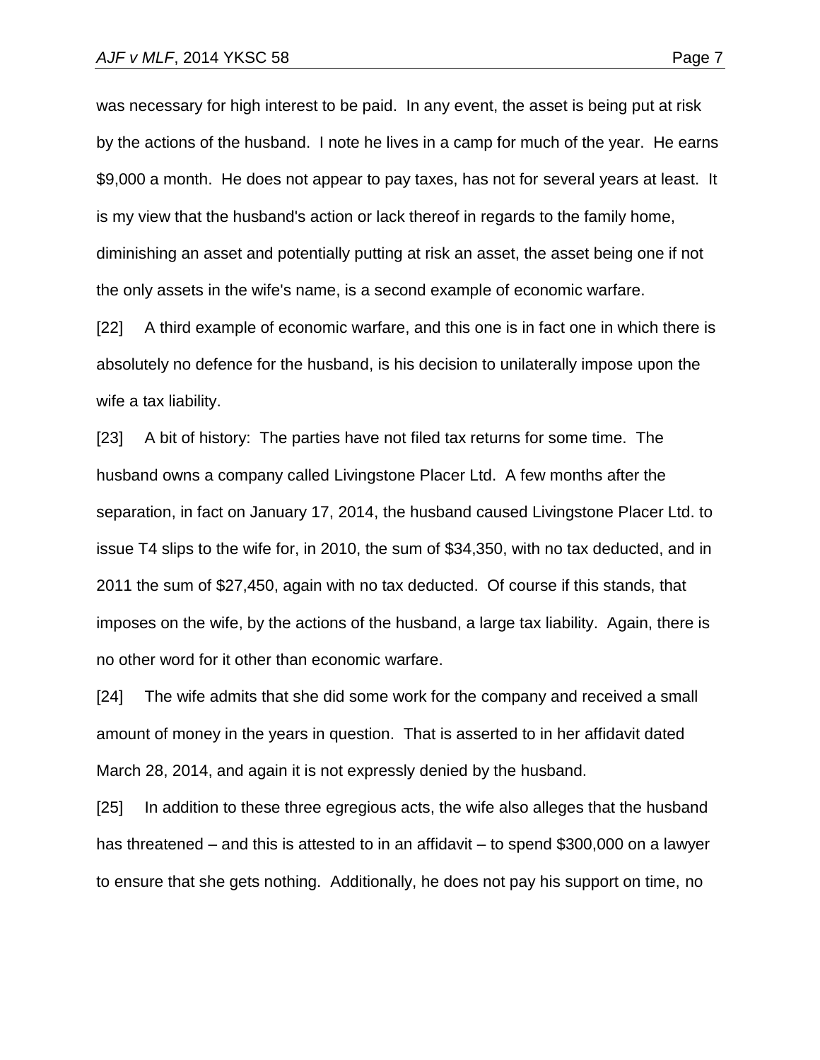was necessary for high interest to be paid. In any event, the asset is being put at risk by the actions of the husband. I note he lives in a camp for much of the year. He earns $9,000 a month. He does not appear to pay taxes, has not for several years at least. It is my view that the husband's action or lack thereof in regards to the family home, diminishing an asset and potentially putting at risk an asset, the asset being one if not the only assets in the wife's name, is a second example of economic warfare.

[22] A third example of economic warfare, and this one is in fact one in which there is absolutely no defence for the husband, is his decision to unilaterally impose upon the wife a tax liability.

[23] A bit of history: The parties have not filed tax returns for some time. The husband owns a company called Livingstone Placer Ltd. A few months after the separation, in fact on January 17, 2014, the husband caused Livingstone Placer Ltd. to issue T4 slips to the wife for, in 2010, the sum of $34,350, with no tax deducted, and in 2011 the sum of $27,450, again with no tax deducted. Of course if this stands, that imposes on the wife, by the actions of the husband, a large tax liability. Again, there is no other word for it other than economic warfare.

[24] The wife admits that she did some work for the company and received a small amount of money in the years in question. That is asserted to in her affidavit dated March 28, 2014, and again it is not expressly denied by the husband.

[25] In addition to these three egregious acts, the wife also alleges that the husband has threatened – and this is attested to in an affidavit – to spend $300,000 on a lawyer to ensure that she gets nothing. Additionally, he does not pay his support on time, no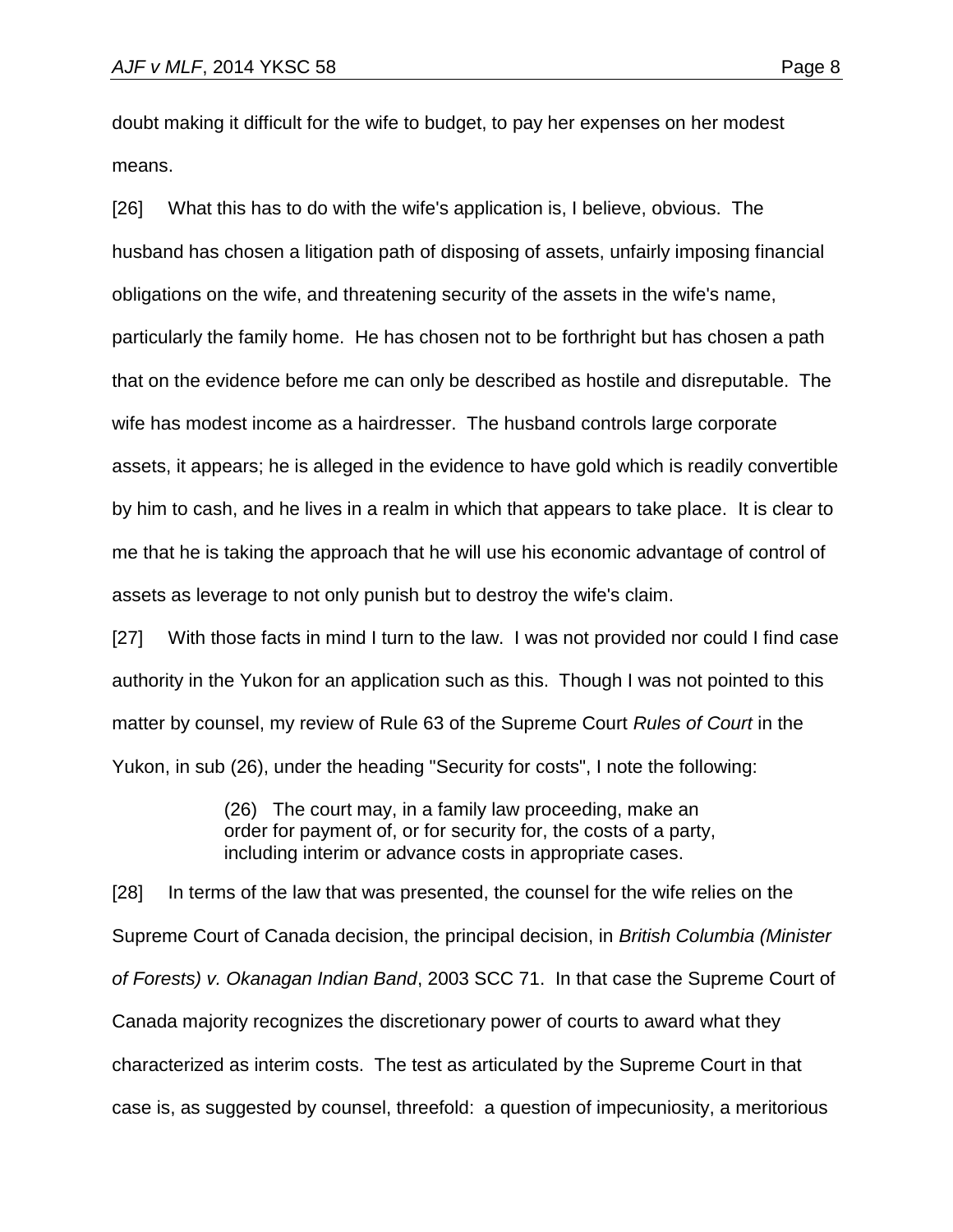doubt making it difficult for the wife to budget, to pay her expenses on her modest means.

[26] What this has to do with the wife's application is, I believe, obvious. The husband has chosen a litigation path of disposing of assets, unfairly imposing financial obligations on the wife, and threatening security of the assets in the wife's name, particularly the family home. He has chosen not to be forthright but has chosen a path that on the evidence before me can only be described as hostile and disreputable. The wife has modest income as a hairdresser. The husband controls large corporate assets, it appears; he is alleged in the evidence to have gold which is readily convertible by him to cash, and he lives in a realm in which that appears to take place. It is clear to me that he is taking the approach that he will use his economic advantage of control of assets as leverage to not only punish but to destroy the wife's claim.

[27] With those facts in mind I turn to the law. I was not provided nor could I find case authority in the Yukon for an application such as this. Though I was not pointed to this matter by counsel, my review of Rule 63 of the Supreme Court *Rules of Court* in the Yukon, in sub (26), under the heading "Security for costs", I note the following:

> (26) The court may, in a family law proceeding, make an order for payment of, or for security for, the costs of a party, including interim or advance costs in appropriate cases.

[28] In terms of the law that was presented, the counsel for the wife relies on the Supreme Court of Canada decision, the principal decision, in *British Columbia (Minister of Forests) v. Okanagan Indian Band*, 2003 SCC 71. In that case the Supreme Court of Canada majority recognizes the discretionary power of courts to award what they characterized as interim costs. The test as articulated by the Supreme Court in that case is, as suggested by counsel, threefold: a question of impecuniosity, a meritorious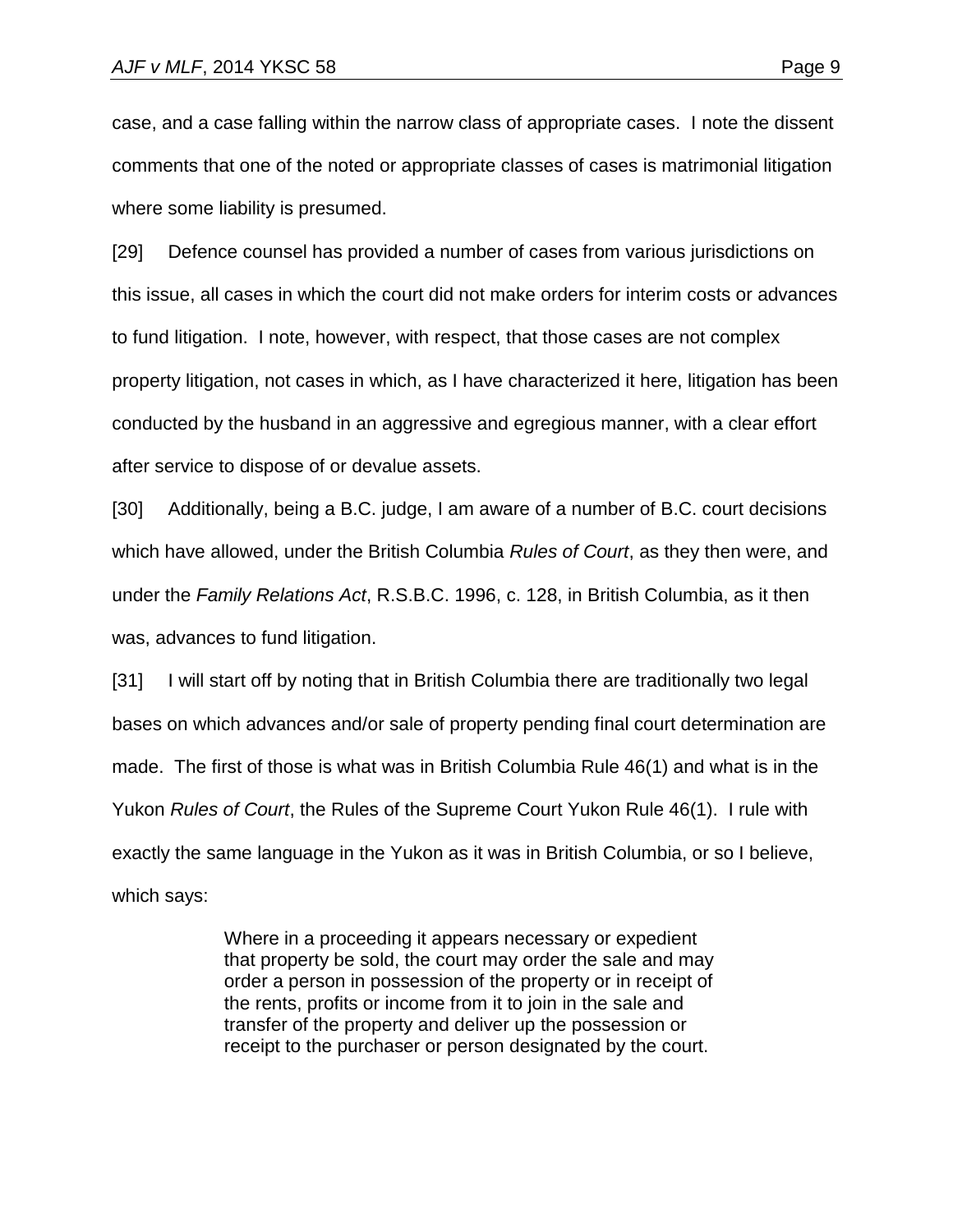case, and a case falling within the narrow class of appropriate cases. I note the dissent comments that one of the noted or appropriate classes of cases is matrimonial litigation where some liability is presumed.

[29] Defence counsel has provided a number of cases from various jurisdictions on this issue, all cases in which the court did not make orders for interim costs or advances to fund litigation. I note, however, with respect, that those cases are not complex property litigation, not cases in which, as I have characterized it here, litigation has been conducted by the husband in an aggressive and egregious manner, with a clear effort after service to dispose of or devalue assets.

[30] Additionally, being a B.C. judge, I am aware of a number of B.C. court decisions which have allowed, under the British Columbia *Rules of Court*, as they then were, and under the *Family Relations Act*, R.S.B.C. 1996, c. 128, in British Columbia, as it then was, advances to fund litigation.

[31] I will start off by noting that in British Columbia there are traditionally two legal bases on which advances and/or sale of property pending final court determination are made. The first of those is what was in British Columbia Rule 46(1) and what is in the Yukon *Rules of Court*, the Rules of the Supreme Court Yukon Rule 46(1). I rule with exactly the same language in the Yukon as it was in British Columbia, or so I believe, which says:

> Where in a proceeding it appears necessary or expedient that property be sold, the court may order the sale and may order a person in possession of the property or in receipt of the rents, profits or income from it to join in the sale and transfer of the property and deliver up the possession or receipt to the purchaser or person designated by the court.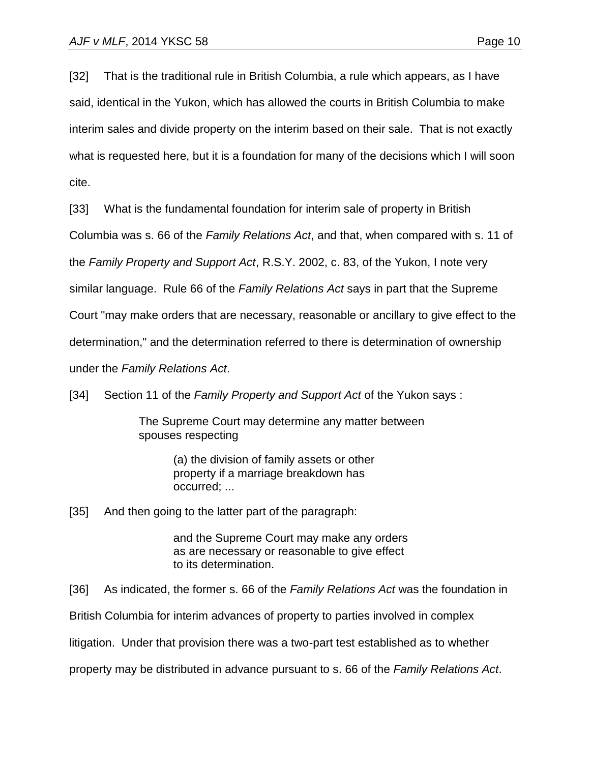[32] That is the traditional rule in British Columbia, a rule which appears, as I have said, identical in the Yukon, which has allowed the courts in British Columbia to make interim sales and divide property on the interim based on their sale. That is not exactly what is requested here, but it is a foundation for many of the decisions which I will soon cite.

[33] What is the fundamental foundation for interim sale of property in British Columbia was s. 66 of the *Family Relations Act*, and that, when compared with s. 11 of the *Family Property and Support Act*, R.S.Y. 2002, c. 83, of the Yukon, I note very similar language. Rule 66 of the *Family Relations Act* says in part that the Supreme Court "may make orders that are necessary, reasonable or ancillary to give effect to the determination," and the determination referred to there is determination of ownership under the *Family Relations Act*.

[34] Section 11 of the *Family Property and Support Act* of the Yukon says :

> The Supreme Court may determine any matter between spouses respecting
>
> > (a) the division of family assets or other property if a marriage breakdown has occurred; ...

[35] And then going to the latter part of the paragraph:

> > and the Supreme Court may make any orders as are necessary or reasonable to give effect to its determination.

[36] As indicated, the former s. 66 of the *Family Relations Act* was the foundation in British Columbia for interim advances of property to parties involved in complex litigation. Under that provision there was a two-part test established as to whether property may be distributed in advance pursuant to s. 66 of the *Family Relations Act*.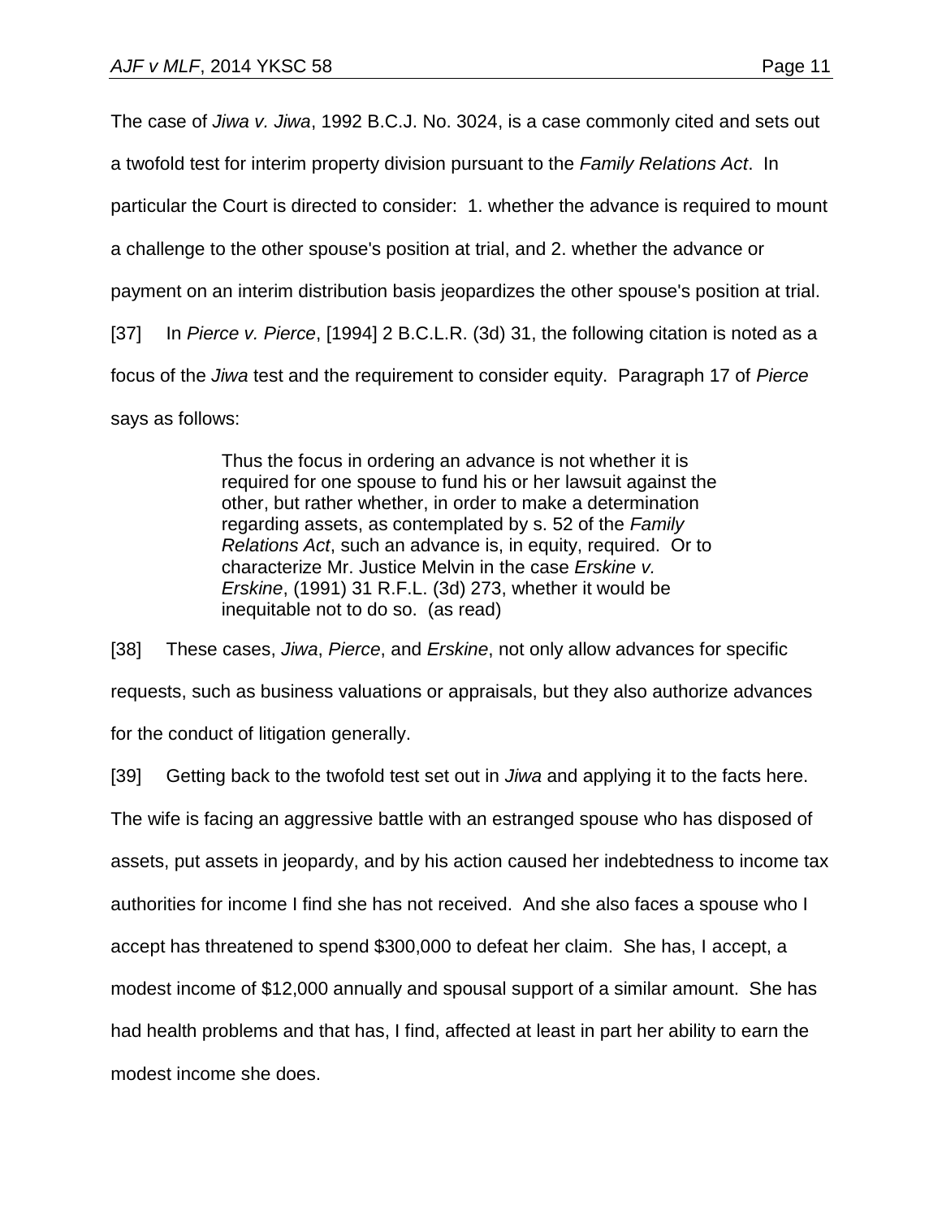The case of *Jiwa v. Jiwa*, 1992 B.C.J. No. 3024, is a case commonly cited and sets out a twofold test for interim property division pursuant to the *Family Relations Act*. In particular the Court is directed to consider: 1. whether the advance is required to mount a challenge to the other spouse's position at trial, and 2. whether the advance or payment on an interim distribution basis jeopardizes the other spouse's position at trial.

[37] In *Pierce v. Pierce*, [1994] 2 B.C.L.R. (3d) 31, the following citation is noted as a focus of the *Jiwa* test and the requirement to consider equity. Paragraph 17 of *Pierce* says as follows:

> Thus the focus in ordering an advance is not whether it is required for one spouse to fund his or her lawsuit against the other, but rather whether, in order to make a determination regarding assets, as contemplated by s. 52 of the *Family Relations Act*, such an advance is, in equity, required. Or to characterize Mr. Justice Melvin in the case *Erskine v. Erskine*, (1991) 31 R.F.L. (3d) 273, whether it would be inequitable not to do so. (as read)

[38] These cases, *Jiwa*, *Pierce*, and *Erskine*, not only allow advances for specific requests, such as business valuations or appraisals, but they also authorize advances for the conduct of litigation generally.

[39] Getting back to the twofold test set out in *Jiwa* and applying it to the facts here. The wife is facing an aggressive battle with an estranged spouse who has disposed of assets, put assets in jeopardy, and by his action caused her indebtedness to income tax authorities for income I find she has not received. And she also faces a spouse who I accept has threatened to spend $300,000 to defeat her claim. She has, I accept, a modest income of $12,000 annually and spousal support of a similar amount. She has had health problems and that has, I find, affected at least in part her ability to earn the modest income she does.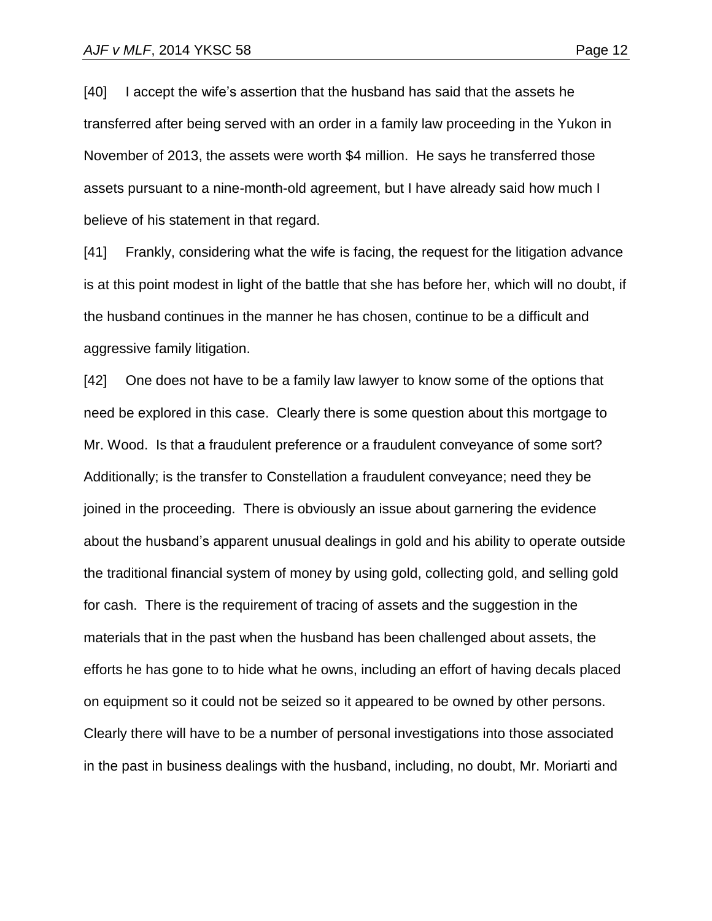[40] I accept the wife's assertion that the husband has said that the assets he transferred after being served with an order in a family law proceeding in the Yukon in November of 2013, the assets were worth $4 million. He says he transferred those assets pursuant to a nine-month-old agreement, but I have already said how much I believe of his statement in that regard.

[41] Frankly, considering what the wife is facing, the request for the litigation advance is at this point modest in light of the battle that she has before her, which will no doubt, if the husband continues in the manner he has chosen, continue to be a difficult and aggressive family litigation.

[42] One does not have to be a family law lawyer to know some of the options that need be explored in this case. Clearly there is some question about this mortgage to Mr. Wood. Is that a fraudulent preference or a fraudulent conveyance of some sort? Additionally; is the transfer to Constellation a fraudulent conveyance; need they be joined in the proceeding. There is obviously an issue about garnering the evidence about the husband's apparent unusual dealings in gold and his ability to operate outside the traditional financial system of money by using gold, collecting gold, and selling gold for cash. There is the requirement of tracing of assets and the suggestion in the materials that in the past when the husband has been challenged about assets, the efforts he has gone to to hide what he owns, including an effort of having decals placed on equipment so it could not be seized so it appeared to be owned by other persons. Clearly there will have to be a number of personal investigations into those associated in the past in business dealings with the husband, including, no doubt, Mr. Moriarti and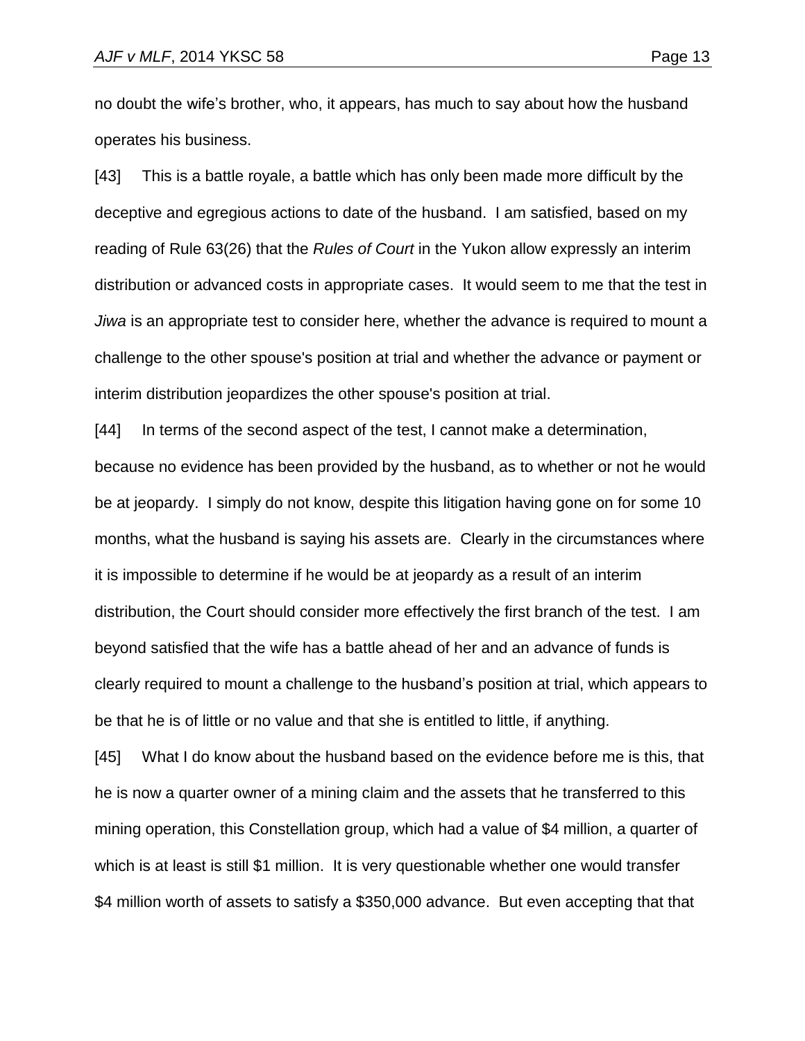no doubt the wife's brother, who, it appears, has much to say about how the husband operates his business.

[43] This is a battle royale, a battle which has only been made more difficult by the deceptive and egregious actions to date of the husband. I am satisfied, based on my reading of Rule 63(26) that the *Rules of Court* in the Yukon allow expressly an interim distribution or advanced costs in appropriate cases. It would seem to me that the test in *Jiwa* is an appropriate test to consider here, whether the advance is required to mount a challenge to the other spouse's position at trial and whether the advance or payment or interim distribution jeopardizes the other spouse's position at trial.

[44] In terms of the second aspect of the test, I cannot make a determination, because no evidence has been provided by the husband, as to whether or not he would be at jeopardy. I simply do not know, despite this litigation having gone on for some 10 months, what the husband is saying his assets are. Clearly in the circumstances where it is impossible to determine if he would be at jeopardy as a result of an interim distribution, the Court should consider more effectively the first branch of the test. I am beyond satisfied that the wife has a battle ahead of her and an advance of funds is clearly required to mount a challenge to the husband's position at trial, which appears to be that he is of little or no value and that she is entitled to little, if anything.

[45] What I do know about the husband based on the evidence before me is this, that he is now a quarter owner of a mining claim and the assets that he transferred to this mining operation, this Constellation group, which had a value of $4 million, a quarter of which is at least is still $1 million. It is very questionable whether one would transfer $4 million worth of assets to satisfy a $350,000 advance. But even accepting that that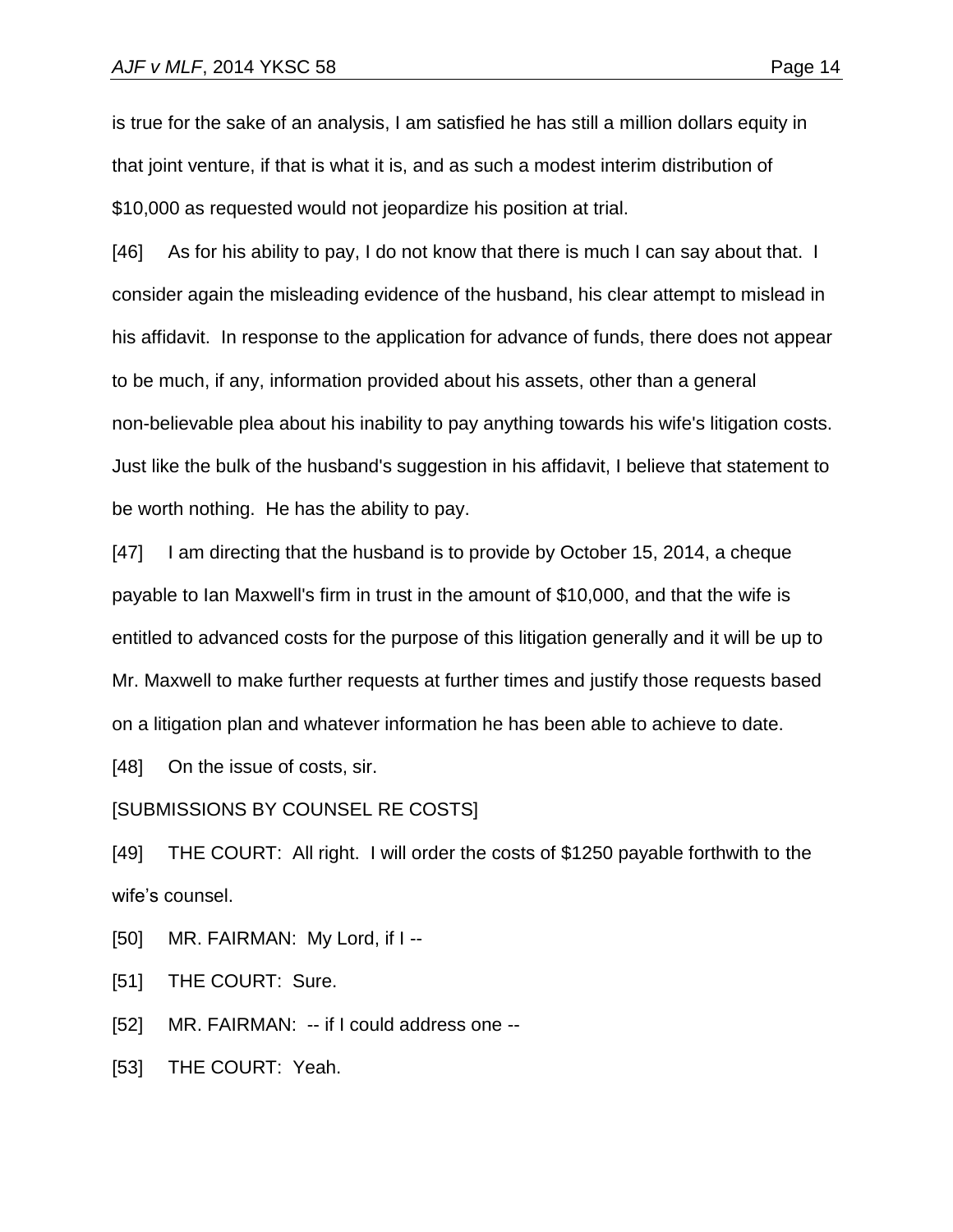is true for the sake of an analysis, I am satisfied he has still a million dollars equity in that joint venture, if that is what it is, and as such a modest interim distribution of $10,000 as requested would not jeopardize his position at trial.

[46] As for his ability to pay, I do not know that there is much I can say about that. I consider again the misleading evidence of the husband, his clear attempt to mislead in his affidavit. In response to the application for advance of funds, there does not appear to be much, if any, information provided about his assets, other than a general non-believable plea about his inability to pay anything towards his wife's litigation costs. Just like the bulk of the husband's suggestion in his affidavit, I believe that statement to be worth nothing. He has the ability to pay.

[47] I am directing that the husband is to provide by October 15, 2014, a cheque payable to Ian Maxwell's firm in trust in the amount of $10,000, and that the wife is entitled to advanced costs for the purpose of this litigation generally and it will be up to Mr. Maxwell to make further requests at further times and justify those requests based on a litigation plan and whatever information he has been able to achieve to date.

[48] On the issue of costs, sir.

[SUBMISSIONS BY COUNSEL RE COSTS]

[49] THE COURT: All right. I will order the costs of $1250 payable forthwith to the wife's counsel.

[50] MR. FAIRMAN: My Lord, if I --

[51] THE COURT: Sure.

[52] MR. FAIRMAN: -- if I could address one --

[53] THE COURT: Yeah.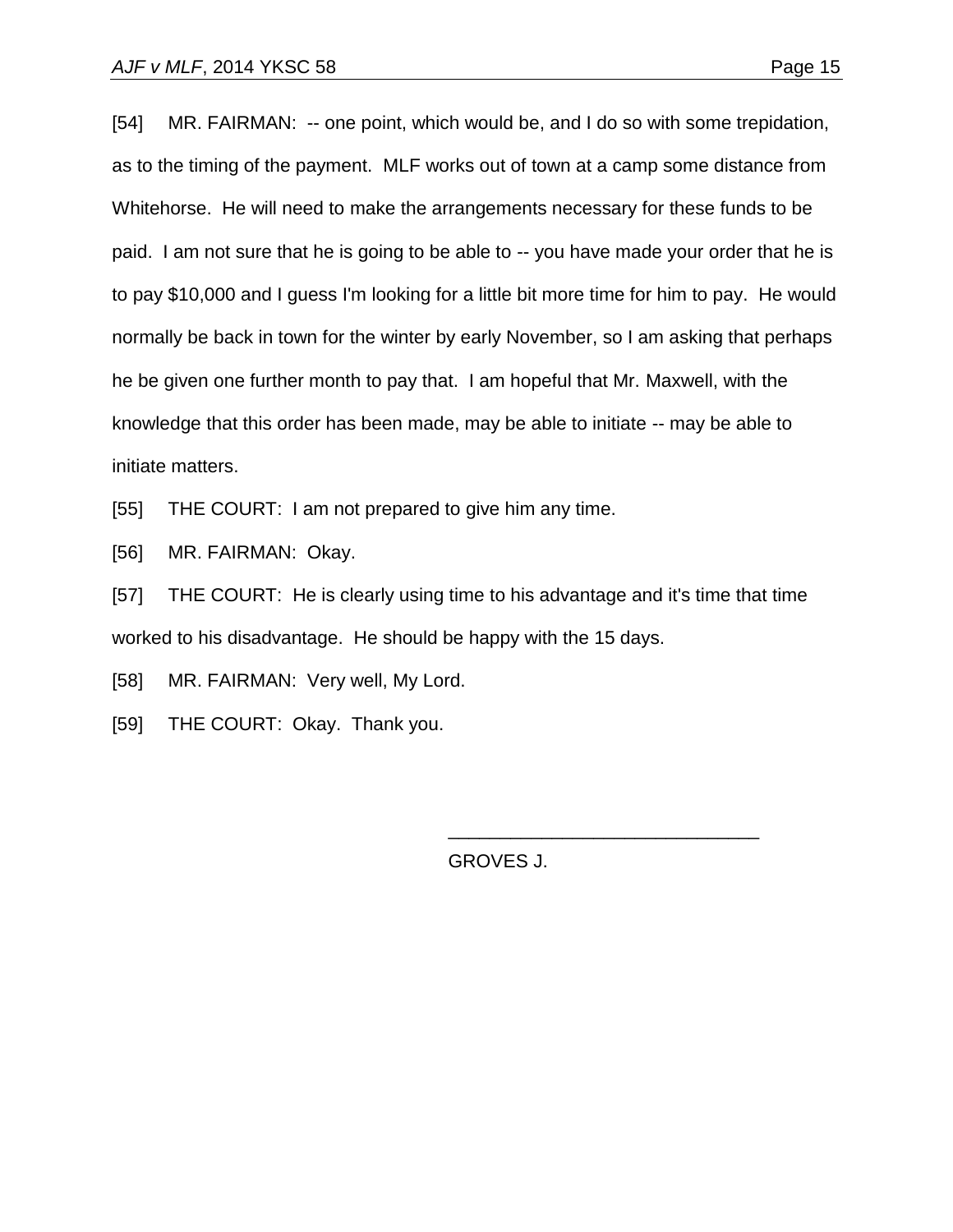[54] MR. FAIRMAN: -- one point, which would be, and I do so with some trepidation, as to the timing of the payment. MLF works out of town at a camp some distance from Whitehorse. He will need to make the arrangements necessary for these funds to be paid. I am not sure that he is going to be able to -- you have made your order that he is to pay $10,000 and I guess I'm looking for a little bit more time for him to pay. He would normally be back in town for the winter by early November, so I am asking that perhaps he be given one further month to pay that. I am hopeful that Mr. Maxwell, with the knowledge that this order has been made, may be able to initiate -- may be able to initiate matters.

[55] THE COURT: I am not prepared to give him any time.

[56] MR. FAIRMAN: Okay.

[57] THE COURT: He is clearly using time to his advantage and it's time that time worked to his disadvantage. He should be happy with the 15 days.

[58] MR. FAIRMAN: Very well, My Lord.

[59] THE COURT: Okay. Thank you.

\_\_\_\_\_\_\_\_\_\_\_\_\_\_\_\_\_\_\_\_\_\_\_\_\_\_\_\_\_\_

GROVES J.